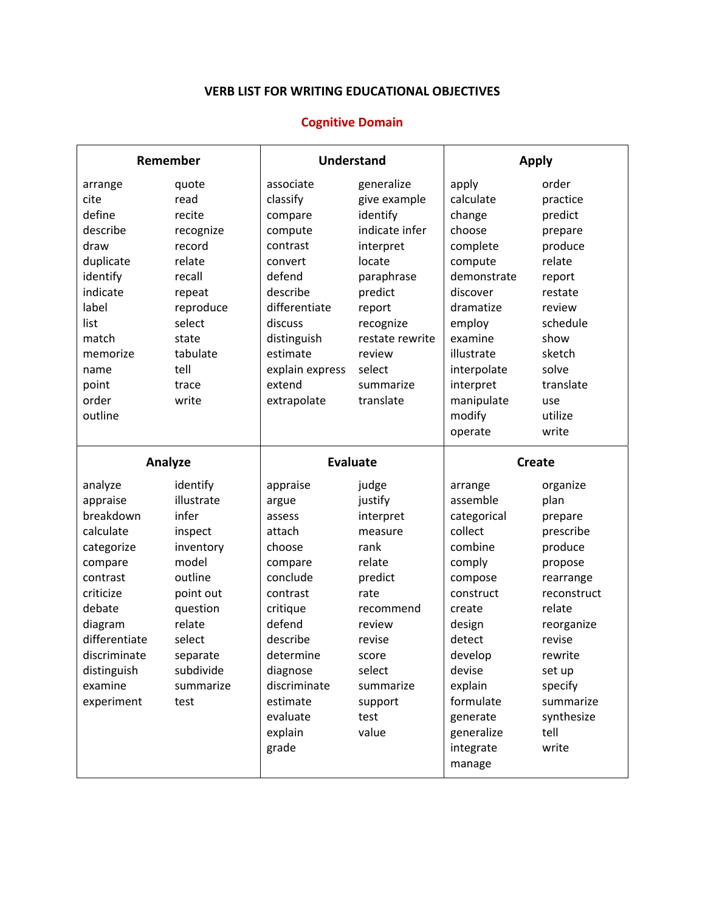# VERB LIST FOR WRITING EDUCATIONAL OBJECTIVES

## Cognitive Domain

| Remember | | Understand | | Apply | |
|---|---|---|---|---|---|
| arrange | quote | associate | generalize | apply | order |
| cite | read | classify | give example | calculate | practice |
| define | recite | compare | identify | change | predict |
| describe | recognize | compute | indicate infer | choose | prepare |
| draw | record | contrast | interpret | complete | produce |
| duplicate | relate | convert | locate | compute | relate |
| identify | recall | defend | paraphrase | demonstrate | report |
| indicate | repeat | describe | predict | discover | restate |
| label | reproduce | differentiate | report | dramatize | review |
| list | select | discuss | recognize | employ | schedule |
| match | state | distinguish | restate rewrite | examine | show |
| memorize | tabulate | estimate | review | illustrate | sketch |
| name | tell | explain express | select | interpolate | solve |
| point | trace | extend | summarize | interpret | translate |
| order | write | extrapolate | translate | manipulate | use |
| outline | | | | modify | utilize |
| | | | | operate | write |

| Analyze | | Evaluate | | Create | |
|---|---|---|---|---|---|
| analyze | identify | appraise | judge | arrange | organize |
| appraise | illustrate | argue | justify | assemble | plan |
| breakdown | infer | assess | interpret | categorical | prepare |
| calculate | inspect | attach | measure | collect | prescribe |
| categorize | inventory | choose | rank | combine | produce |
| compare | model | compare | relate | comply | propose |
| contrast | outline | conclude | predict | compose | rearrange |
| criticize | point out | contrast | rate | construct | reconstruct |
| debate | question | critique | recommend | create | relate |
| diagram | relate | defend | review | design | reorganize |
| differentiate | select | describe | revise | detect | revise |
| discriminate | separate | determine | score | develop | rewrite |
| distinguish | subdivide | diagnose | select | devise | set up |
| examine | summarize | discriminate | summarize | explain | specify |
| experiment | test | estimate | support | formulate | summarize |
| | | evaluate | test | generate | synthesize |
| | | explain | value | generalize | tell |
| | | grade | | integrate | write |
| | | | | manage | |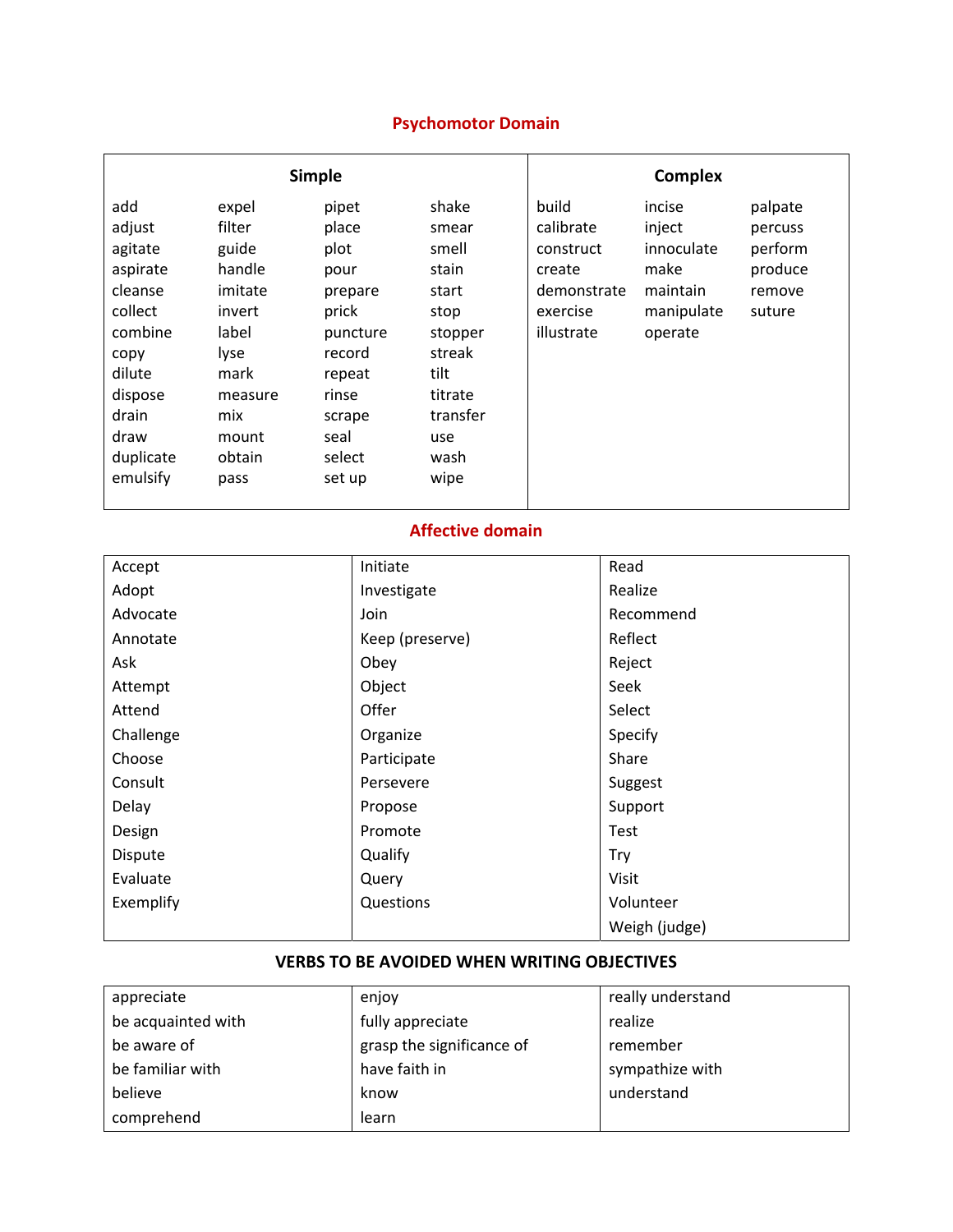## Psychomotor Domain

| Simple | | | | Complex | | |
|---|---|---|---|---|---|---|
| add | expel | pipet | shake | build | incise | palpate |
| adjust | filter | place | smear | calibrate | inject | percuss |
| agitate | guide | plot | smell | construct | innoculate | perform |
| aspirate | handle | pour | stain | create | make | produce |
| cleanse | imitate | prepare | start | demonstrate | maintain | remove |
| collect | invert | prick | stop | exercise | manipulate | suture |
| combine | label | puncture | stopper | illustrate | operate | |
| copy | lyse | record | streak | | | |
| dilute | mark | repeat | tilt | | | |
| dispose | measure | rinse | titrate | | | |
| drain | mix | scrape | transfer | | | |
| draw | mount | seal | use | | | |
| duplicate | obtain | select | wash | | | |
| emulsify | pass | set up | wipe | | | |

## Affective domain

| | | |
|---|---|---|
| Accept | Initiate | Read |
| Adopt | Investigate | Realize |
| Advocate | Join | Recommend |
| Annotate | Keep (preserve) | Reflect |
| Ask | Obey | Reject |
| Attempt | Object | Seek |
| Attend | Offer | Select |
| Challenge | Organize | Specify |
| Choose | Participate | Share |
| Consult | Persevere | Suggest |
| Delay | Propose | Support |
| Design | Promote | Test |
| Dispute | Qualify | Try |
| Evaluate | Query | Visit |
| Exemplify | Questions | Volunteer |
| | | Weigh (judge) |

## VERBS TO BE AVOIDED WHEN WRITING OBJECTIVES

| | | |
|---|---|---|
| appreciate | enjoy | really understand |
| be acquainted with | fully appreciate | realize |
| be aware of | grasp the significance of | remember |
| be familiar with | have faith in | sympathize with |
| believe | know | understand |
| comprehend | learn | |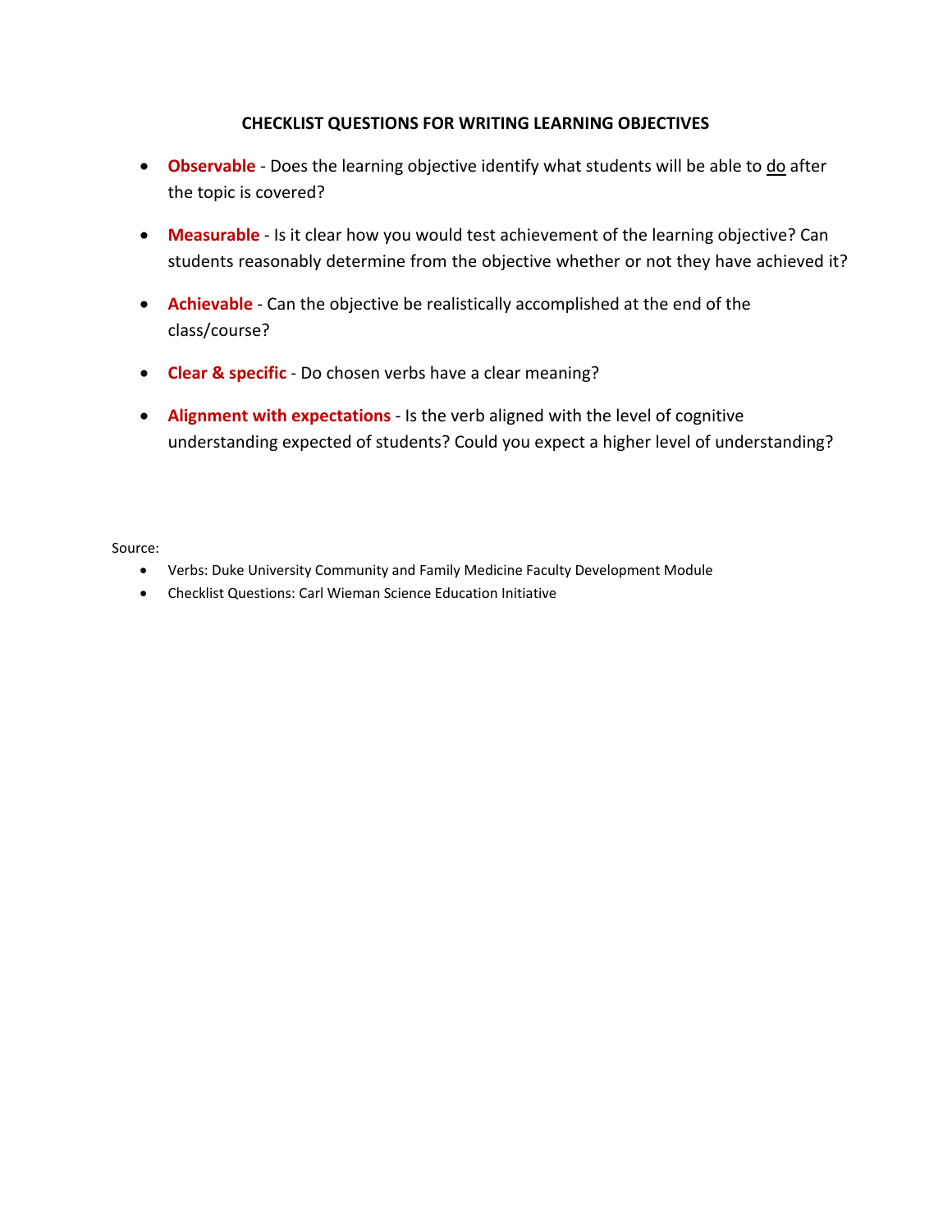## CHECKLIST QUESTIONS FOR WRITING LEARNING OBJECTIVES

- **Observable** - Does the learning objective identify what students will be able to do after the topic is covered?
- **Measurable** - Is it clear how you would test achievement of the learning objective? Can students reasonably determine from the objective whether or not they have achieved it?
- **Achievable** - Can the objective be realistically accomplished at the end of the class/course?
- **Clear & specific** - Do chosen verbs have a clear meaning?
- **Alignment with expectations** - Is the verb aligned with the level of cognitive understanding expected of students? Could you expect a higher level of understanding?

Source:

- Verbs: Duke University Community and Family Medicine Faculty Development Module
- Checklist Questions: Carl Wieman Science Education Initiative